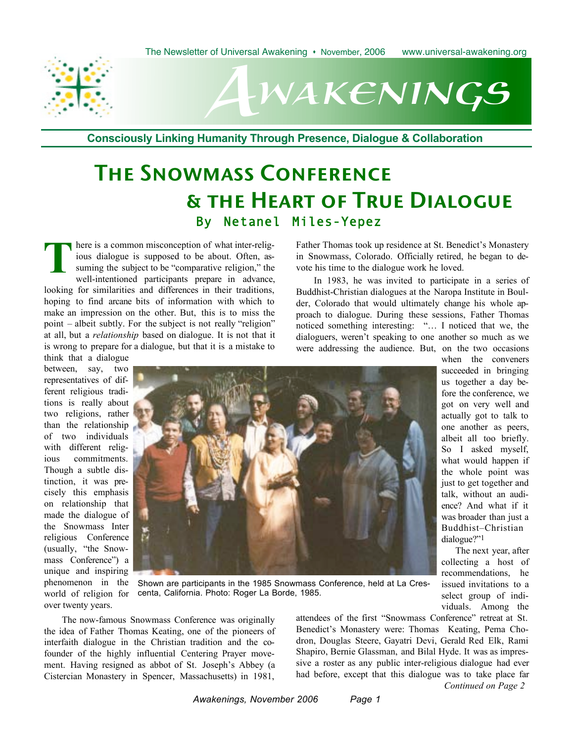The Newsletter of Universal Awakening • November, 2006 www.universal-awakening.org

# Awakenings

**Consciously Linking Humanity Through Presence, Dialogue & Collaboration**

## The Snowmass Conference & the Heart of True Dialogue

### By Netanel Miles-Yepez

There is a common misconception of what inter-religious dialogue is supposed to be about. Often, assuming the subject to be "comparative religion," the well-intentioned participants prepare in advance, looking for similarities and differences in their traditions, hoping to find arcane bits of information with which to make an impression on the other. But, this is to miss the point – albeit subtly. For the subject is not really "religion" at all, but a *relationship* based on dialogue. It is not that it is wrong to prepare for a dialogue, but that it is a mistake to think that a dialogue between, say, two representatives of different religious traditions is really about two religions, rather than the relationship of two individuals with different religious commitments. Though a subtle distinction, it was precisely this emphasis on relationship that made the dialogue of the Snowmass Inter religious Conference (usually, "the Snowmass Conference") a unique and inspiring phenomenon in the world of religion for over twenty years.

Shown are participants in the 1985 Snowmass Conference, held at La Crescenta, California. Photo: Roger La Borde, 1985.

The now-famous Snowmass Conference was originally the idea of Father Thomas Keating, one of the pioneers of interfaith dialogue in the Christian tradition and the co-founder of the highly influential Centering Prayer movement. Having resigned as abbot of St. Joseph's Abbey (a Cistercian Monastery in Spencer, Massachusetts) in 1981, Father Thomas took up residence at St. Benedict's Monastery in Snowmass, Colorado. Officially retired, he began to devote his time to the dialogue work he loved.

In 1983, he was invited to participate in a series of Buddhist-Christian dialogues at the Naropa Institute in Boulder, Colorado that would ultimately change his whole approach to dialogue. During these sessions, Father Thomas noticed something interesting: "… I noticed that we, the dialoguers, weren't speaking to one another so much as we were addressing the audience. But, on the two occasions when the conveners succeeded in bringing us together a day before the conference, we got on very well and actually got to talk to one another as peers, albeit all too briefly. So I asked myself, what would happen if the whole point was just to get together and talk, without an audience? And what if it was broader than just a Buddhist–Christian dialogue?"[1]

The next year, after collecting a host of recommendations, he issued invitations to a select group of individuals. Among the attendees of the first "Snowmass Conference" retreat at St. Benedict's Monastery were: Thomas Keating, Pema Chodron, Douglas Steere, Gayatri Devi, Gerald Red Elk, Rami Shapiro, Bernie Glassman, and Bilal Hyde. It was as impressive a roster as any public inter-religious dialogue had ever had before, except that this dialogue was to take place far

*Continued on Page 2*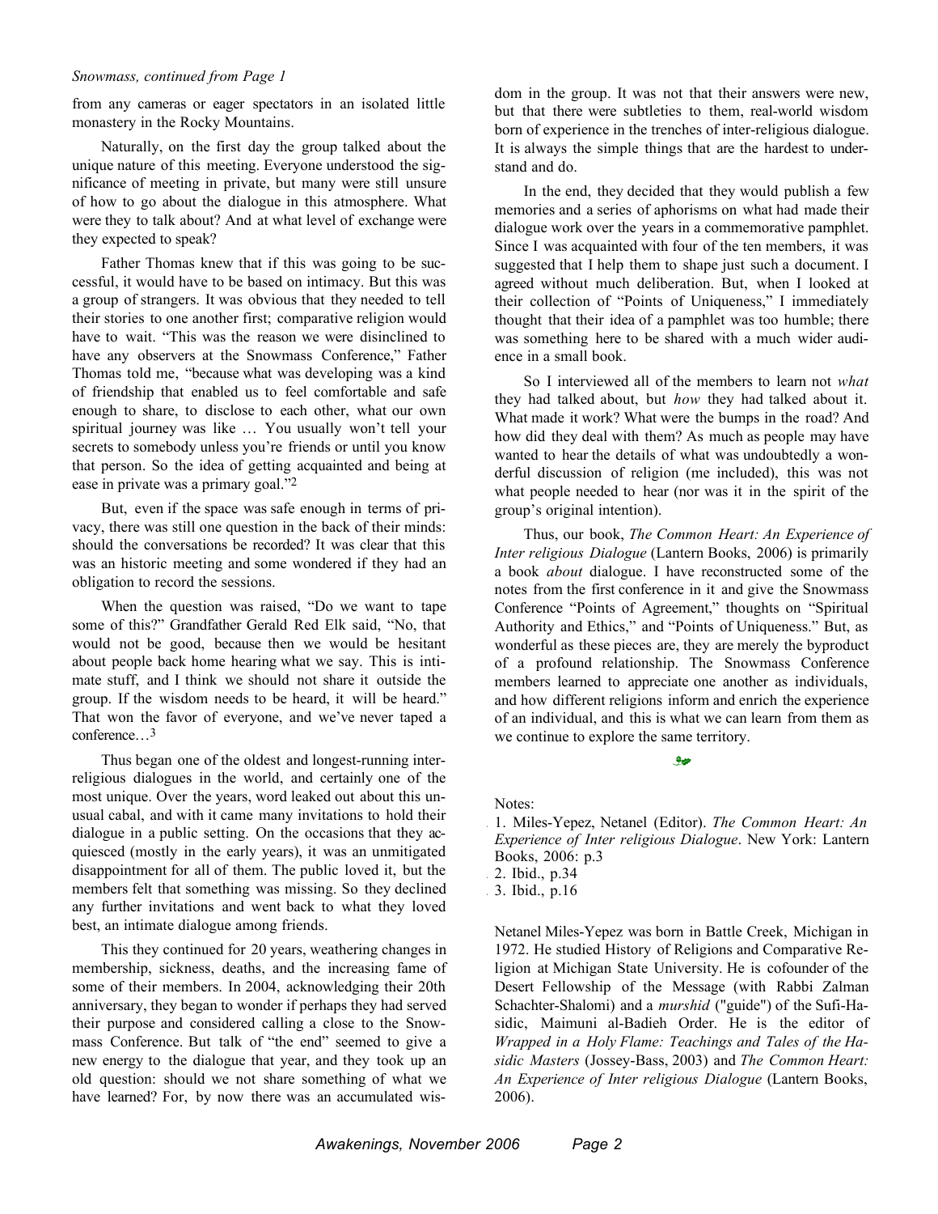*Snowmass, continued from Page 1*

from any cameras or eager spectators in an isolated little monastery in the Rocky Mountains.

Naturally, on the first day the group talked about the unique nature of this meeting. Everyone understood the significance of meeting in private, but many were still unsure of how to go about the dialogue in this atmosphere. What were they to talk about? And at what level of exchange were they expected to speak?

Father Thomas knew that if this was going to be successful, it would have to be based on intimacy. But this was a group of strangers. It was obvious that they needed to tell their stories to one another first; comparative religion would have to wait. "This was the reason we were disinclined to have any observers at the Snowmass Conference," Father Thomas told me, "because what was developing was a kind of friendship that enabled us to feel comfortable and safe enough to share, to disclose to each other, what our own spiritual journey was like … You usually won't tell your secrets to somebody unless you're friends or until you know that person. So the idea of getting acquainted and being at ease in private was a primary goal."[2]

But, even if the space was safe enough in terms of privacy, there was still one question in the back of their minds: should the conversations be recorded? It was clear that this was an historic meeting and some wondered if they had an obligation to record the sessions.

When the question was raised, "Do we want to tape some of this?" Grandfather Gerald Red Elk said, "No, that would not be good, because then we would be hesitant about people back home hearing what we say. This is intimate stuff, and I think we should not share it outside the group. If the wisdom needs to be heard, it will be heard." That won the favor of everyone, and we've never taped a conference…[3]

Thus began one of the oldest and longest-running inter-religious dialogues in the world, and certainly one of the most unique. Over the years, word leaked out about this unusual cabal, and with it came many invitations to hold their dialogue in a public setting. On the occasions that they acquiesced (mostly in the early years), it was an unmitigated disappointment for all of them. The public loved it, but the members felt that something was missing. So they declined any further invitations and went back to what they loved best, an intimate dialogue among friends.

This they continued for 20 years, weathering changes in membership, sickness, deaths, and the increasing fame of some of their members. In 2004, acknowledging their 20th anniversary, they began to wonder if perhaps they had served their purpose and considered calling a close to the Snowmass Conference. But talk of "the end" seemed to give a new energy to the dialogue that year, and they took up an old question: should we not share something of what we have learned? For, by now there was an accumulated wisdom in the group. It was not that their answers were new, but that there were subtleties to them, real-world wisdom born of experience in the trenches of inter-religious dialogue. It is always the simple things that are the hardest to understand and do.

In the end, they decided that they would publish a few memories and a series of aphorisms on what had made their dialogue work over the years in a commemorative pamphlet. Since I was acquainted with four of the ten members, it was suggested that I help them to shape just such a document. I agreed without much deliberation. But, when I looked at their collection of "Points of Uniqueness," I immediately thought that their idea of a pamphlet was too humble; there was something here to be shared with a much wider audience in a small book.

So I interviewed all of the members to learn not *what* they had talked about, but *how* they had talked about it. What made it work? What were the bumps in the road? And how did they deal with them? As much as people may have wanted to hear the details of what was undoubtedly a wonderful discussion of religion (me included), this was not what people needed to hear (nor was it in the spirit of the group's original intention).

Thus, our book, *The Common Heart: An Experience of Inter religious Dialogue* (Lantern Books, 2006) is primarily a book *about* dialogue. I have reconstructed some of the notes from the first conference in it and give the Snowmass Conference "Points of Agreement," thoughts on "Spiritual Authority and Ethics," and "Points of Uniqueness." But, as wonderful as these pieces are, they are merely the byproduct of a profound relationship. The Snowmass Conference members learned to appreciate one another as individuals, and how different religions inform and enrich the experience of an individual, and this is what we can learn from them as we continue to explore the same territory.

Notes:

1. Miles-Yepez, Netanel (Editor). *The Common Heart: An Experience of Inter religious Dialogue*. New York: Lantern Books, 2006: p.3
2. Ibid., p.34
3. Ibid., p.16

Netanel Miles-Yepez was born in Battle Creek, Michigan in 1972. He studied History of Religions and Comparative Religion at Michigan State University. He is cofounder of the Desert Fellowship of the Message (with Rabbi Zalman Schachter-Shalomi) and a *murshid* ("guide") of the Sufi-Hasidic, Maimuni al-Badieh Order. He is the editor of *Wrapped in a Holy Flame: Teachings and Tales of the Hasidic Masters* (Jossey-Bass, 2003) and *The Common Heart: An Experience of Inter religious Dialogue* (Lantern Books, 2006).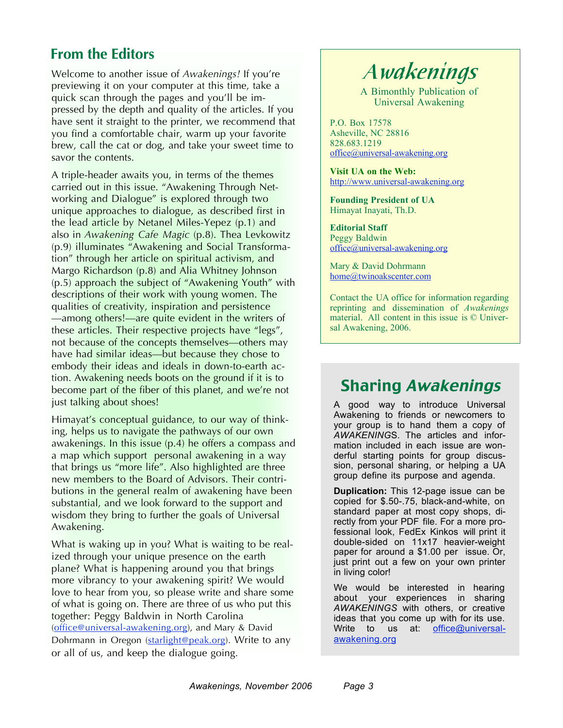## From the Editors

Welcome to another issue of *Awakenings!* If you're previewing it on your computer at this time, take a quick scan through the pages and you'll be impressed by the depth and quality of the articles. If you have sent it straight to the printer, we recommend that you find a comfortable chair, warm up your favorite brew, call the cat or dog, and take your sweet time to savor the contents.

A triple-header awaits you, in terms of the themes carried out in this issue. "Awakening Through Networking and Dialogue" is explored through two unique approaches to dialogue, as described first in the lead article by Netanel Miles-Yepez (p.1) and also in *Awakening Cafe Magic* (p.8). Thea Levkowitz (p.9) illuminates "Awakening and Social Transformation" through her article on spiritual activism, and Margo Richardson (p.8) and Alia Whitney Johnson (p.5) approach the subject of "Awakening Youth" with descriptions of their work with young women. The qualities of creativity, inspiration and persistence—among others!—are quite evident in the writers of these articles. Their respective projects have "legs", not because of the concepts themselves—others may have had similar ideas—but because they chose to embody their ideas and ideals in down-to-earth action. Awakening needs boots on the ground if it is to become part of the fiber of this planet, and we're not just talking about shoes!

Himayat's conceptual guidance, to our way of thinking, helps us to navigate the pathways of our own awakenings. In this issue (p.4) he offers a compass and a map which support personal awakening in a way that brings us "more life". Also highlighted are three new members to the Board of Advisors. Their contributions in the general realm of awakening have been substantial, and we look forward to the support and wisdom they bring to further the goals of Universal Awakening.

What is waking up in you? What is waiting to be realized through your unique presence on the earth plane? What is happening around you that brings more vibrancy to your awakening spirit? We would love to hear from you, so please write and share some of what is going on. There are three of us who put this together: Peggy Baldwin in North Carolina (office@universal-awakening.org), and Mary & David Dohrmann in Oregon (starlight@peak.org). Write to any or all of us, and keep the dialogue going.

# *Awakenings*

A Bimonthly Publication of Universal Awakening

P.O. Box 17578
Asheville, NC 28816
828.683.1219
office@universal-awakening.org

**Visit UA on the Web:**
http://www.universal-awakening.org

**Founding President of UA**
Himayat Inayati, Th.D.

**Editorial Staff**
Peggy Baldwin
office@universal-awakening.org

Mary & David Dohrmann
home@twinoakscenter.com

Contact the UA office for information regarding reprinting and dissemination of *Awakenings* material. All content in this issue is © Universal Awakening, 2006.

## Sharing *Awakenings*

A good way to introduce Universal Awakening to friends or newcomers to your group is to hand them a copy of *AWAKENINGS*. The articles and information included in each issue are wonderful starting points for group discussion, personal sharing, or helping a UA group define its purpose and agenda.

**Duplication:** This 12-page issue can be copied for $.50-.75, black-and-white, on standard paper at most copy shops, directly from your PDF file. For a more professional look, FedEx Kinkos will print it double-sided on 11x17 heavier-weight paper for around a $1.00 per issue. Or, just print out a few on your own printer in living color!

We would be interested in hearing about your experiences in sharing *AWAKENINGS* with others, or creative ideas that you come up with for its use. Write to us at: office@universal-awakening.org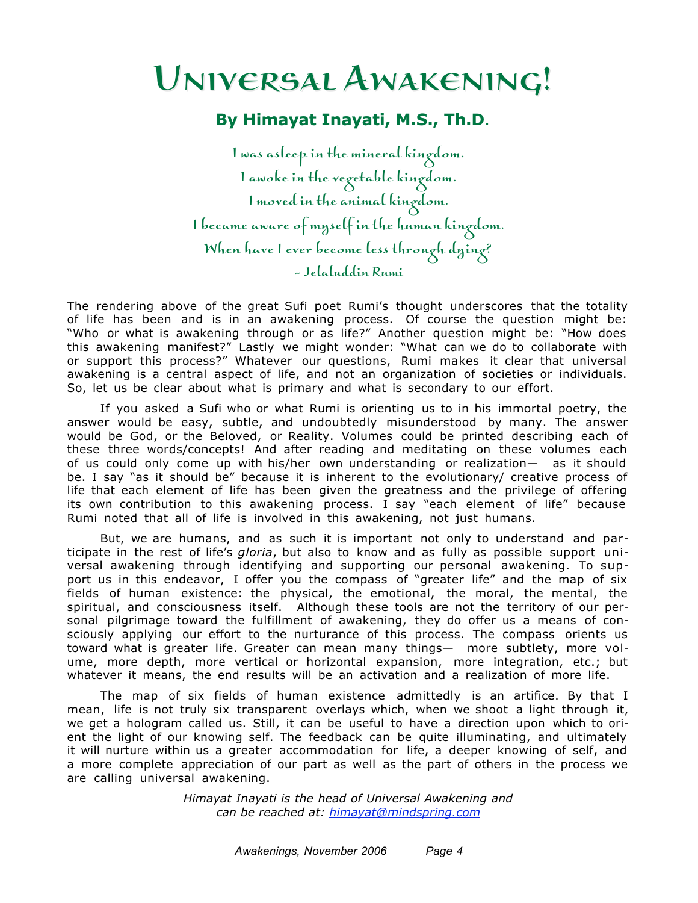# Universal Awakening!

## By Himayat Inayati, M.S., Th.D.

I was asleep in the mineral kingdom.  
I awoke in the vegetable kingdom.  
I moved in the animal kingdom.  
I became aware of myself in the human kingdom.  
When have I ever become less through dying?  
- Jelaluddin Rumi

The rendering above of the great Sufi poet Rumi's thought underscores that the totality of life has been and is in an awakening process. Of course the question might be: "Who or what is awakening through or as life?" Another question might be: "How does this awakening manifest?" Lastly we might wonder: "What can we do to collaborate with or support this process?" Whatever our questions, Rumi makes it clear that universal awakening is a central aspect of life, and not an organization of societies or individuals. So, let us be clear about what is primary and what is secondary to our effort.

If you asked a Sufi who or what Rumi is orienting us to in his immortal poetry, the answer would be easy, subtle, and undoubtedly misunderstood by many. The answer would be God, or the Beloved, or Reality. Volumes could be printed describing each of these three words/concepts! And after reading and meditating on these volumes each of us could only come up with his/her own understanding or realization— as it should be. I say "as it should be" because it is inherent to the evolutionary/ creative process of life that each element of life has been given the greatness and the privilege of offering its own contribution to this awakening process. I say "each element of life" because Rumi noted that all of life is involved in this awakening, not just humans.

But, we are humans, and as such it is important not only to understand and participate in the rest of life's *gloria*, but also to know and as fully as possible support universal awakening through identifying and supporting our personal awakening. To support us in this endeavor, I offer you the compass of "greater life" and the map of six fields of human existence: the physical, the emotional, the moral, the mental, the spiritual, and consciousness itself. Although these tools are not the territory of our personal pilgrimage toward the fulfillment of awakening, they do offer us a means of consciously applying our effort to the nurturance of this process. The compass orients us toward what is greater life. Greater can mean many things— more subtlety, more volume, more depth, more vertical or horizontal expansion, more integration, etc.; but whatever it means, the end results will be an activation and a realization of more life.

The map of six fields of human existence admittedly is an artifice. By that I mean, life is not truly six transparent overlays which, when we shoot a light through it, we get a hologram called us. Still, it can be useful to have a direction upon which to orient the light of our knowing self. The feedback can be quite illuminating, and ultimately it will nurture within us a greater accommodation for life, a deeper knowing of self, and a more complete appreciation of our part as well as the part of others in the process we are calling universal awakening.

*Himayat Inayati is the head of Universal Awakening and can be reached at: [himayat@mindspring.com](mailto:himayat@mindspring.com)*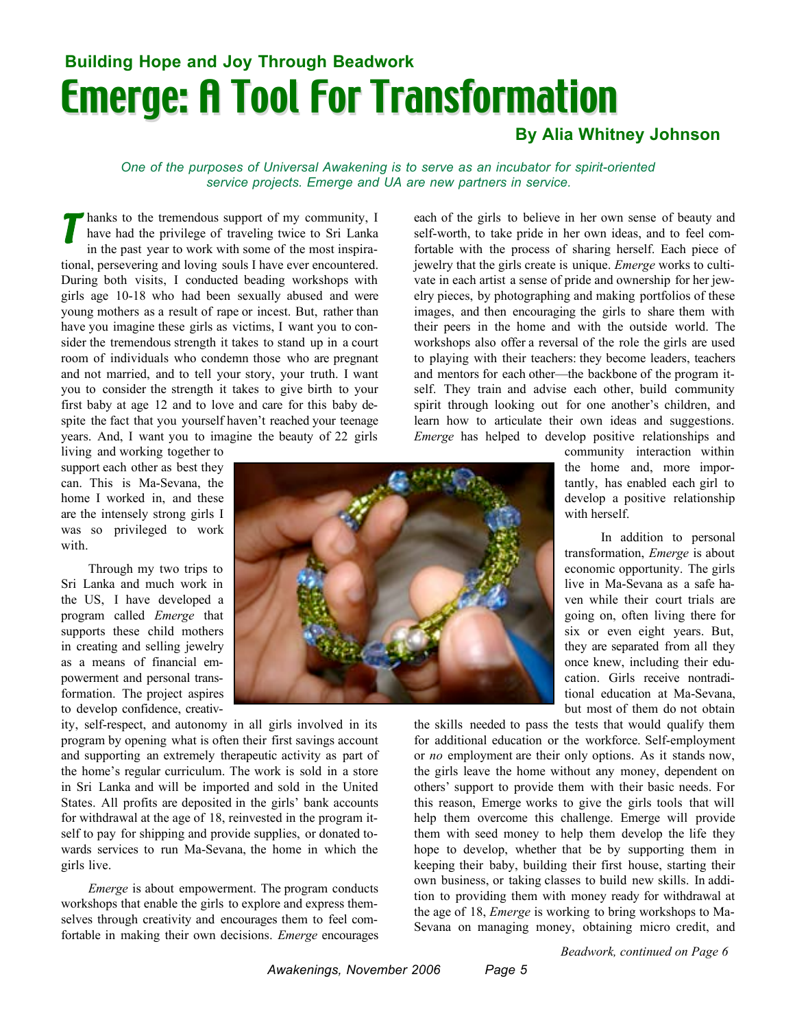**Building Hope and Joy Through Beadwork**

# Emerge: A Tool For Transformation

**By Alia Whitney Johnson**

*One of the purposes of Universal Awakening is to serve as an incubator for spirit-oriented service projects. Emerge and UA are new partners in service.*

Thanks to the tremendous support of my community, I have had the privilege of traveling twice to Sri Lanka in the past year to work with some of the most inspirational, persevering and loving souls I have ever encountered. During both visits, I conducted beading workshops with girls age 10-18 who had been sexually abused and were young mothers as a result of rape or incest. But, rather than have you imagine these girls as victims, I want you to consider the tremendous strength it takes to stand up in a court room of individuals who condemn those who are pregnant and not married, and to tell your story, your truth. I want you to consider the strength it takes to give birth to your first baby at age 12 and to love and care for this baby despite the fact that you yourself haven't reached your teenage years. And, I want you to imagine the beauty of 22 girls living and working together to support each other as best they can. This is Ma-Sevana, the home I worked in, and these are the intensely strong girls I was so privileged to work with.

Through my two trips to Sri Lanka and much work in the US, I have developed a program called *Emerge* that supports these child mothers in creating and selling jewelry as a means of financial empowerment and personal transformation. The project aspires to develop confidence, creativity, self-respect, and autonomy in all girls involved in its program by opening what is often their first savings account and supporting an extremely therapeutic activity as part of the home's regular curriculum. The work is sold in a store in Sri Lanka and will be imported and sold in the United States. All profits are deposited in the girls' bank accounts for withdrawal at the age of 18, reinvested in the program itself to pay for shipping and provide supplies, or donated towards services to run Ma-Sevana, the home in which the girls live.

*Emerge* is about empowerment. The program conducts workshops that enable the girls to explore and express themselves through creativity and encourages them to feel comfortable in making their own decisions. *Emerge* encourages each of the girls to believe in her own sense of beauty and self-worth, to take pride in her own ideas, and to feel comfortable with the process of sharing herself. Each piece of jewelry that the girls create is unique. *Emerge* works to cultivate in each artist a sense of pride and ownership for her jewelry pieces, by photographing and making portfolios of these images, and then encouraging the girls to share them with their peers in the home and with the outside world. The workshops also offer a reversal of the role the girls are used to playing with their teachers: they become leaders, teachers and mentors for each other—the backbone of the program itself. They train and advise each other, build community spirit through looking out for one another's children, and learn how to articulate their own ideas and suggestions. *Emerge* has helped to develop positive relationships and community interaction within the home and, more importantly, has enabled each girl to develop a positive relationship with herself.

In addition to personal transformation, *Emerge* is about economic opportunity. The girls live in Ma-Sevana as a safe haven while their court trials are going on, often living there for six or even eight years. But, they are separated from all they once knew, including their education. Girls receive nontraditional education at Ma-Sevana, but most of them do not obtain the skills needed to pass the tests that would qualify them for additional education or the workforce. Self-employment or *no* employment are their only options. As it stands now, the girls leave the home without any money, dependent on others' support to provide them with their basic needs. For this reason, Emerge works to give the girls tools that will help them overcome this challenge. Emerge will provide them with seed money to help them develop the life they hope to develop, whether that be by supporting them in keeping their baby, building their first house, starting their own business, or taking classes to build new skills. In addition to providing them with money ready for withdrawal at the age of 18, *Emerge* is working to bring workshops to Ma-Sevana on managing money, obtaining micro credit, and

*Beadwork, continued on Page 6*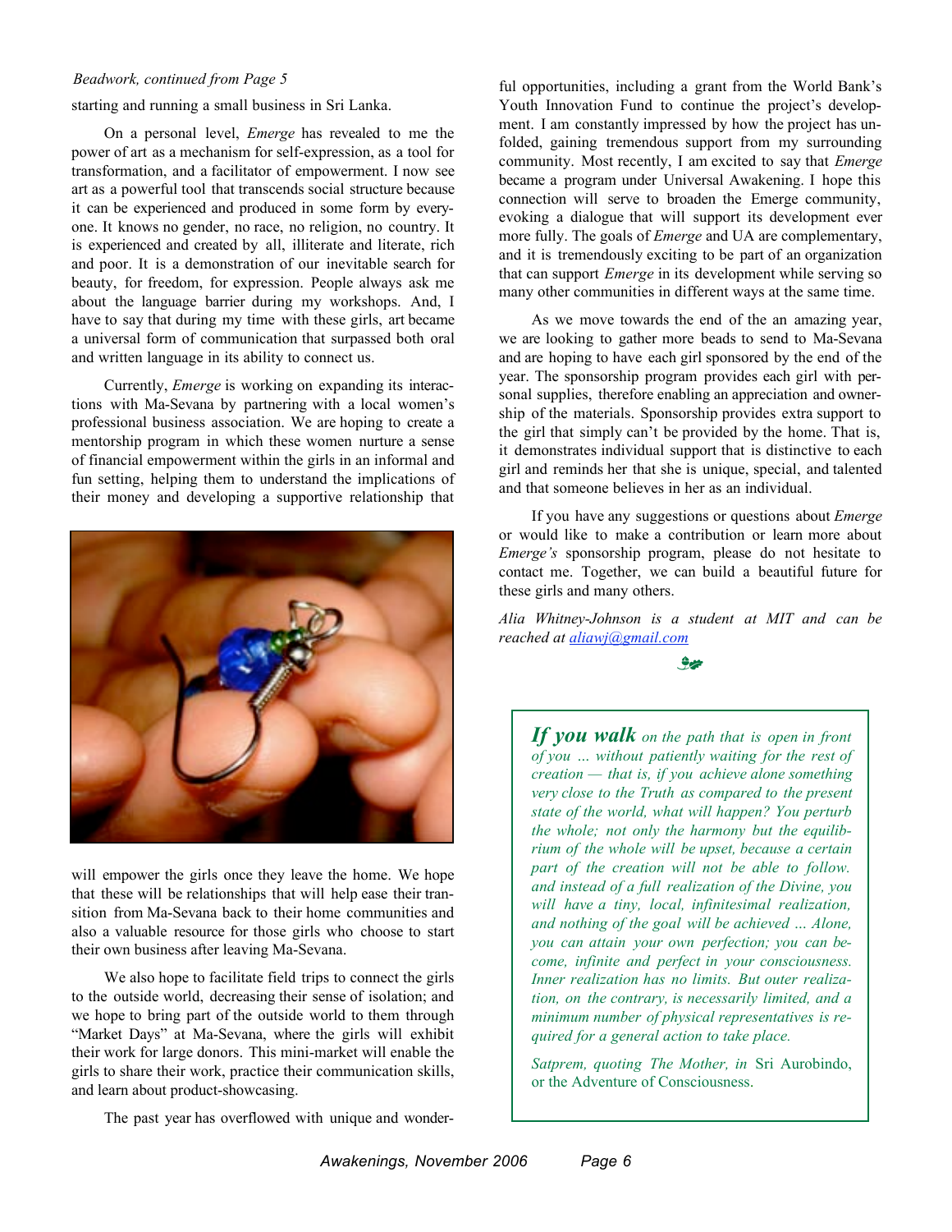*Beadwork, continued from Page 5*

starting and running a small business in Sri Lanka.

On a personal level, *Emerge* has revealed to me the power of art as a mechanism for self-expression, as a tool for transformation, and a facilitator of empowerment. I now see art as a powerful tool that transcends social structure because it can be experienced and produced in some form by everyone. It knows no gender, no race, no religion, no country. It is experienced and created by all, illiterate and literate, rich and poor. It is a demonstration of our inevitable search for beauty, for freedom, for expression. People always ask me about the language barrier during my workshops. And, I have to say that during my time with these girls, art became a universal form of communication that surpassed both oral and written language in its ability to connect us.

Currently, *Emerge* is working on expanding its interactions with Ma-Sevana by partnering with a local women's professional business association. We are hoping to create a mentorship program in which these women nurture a sense of financial empowerment within the girls in an informal and fun setting, helping them to understand the implications of their money and developing a supportive relationship that will empower the girls once they leave the home. We hope that these will be relationships that will help ease their transition from Ma-Sevana back to their home communities and also a valuable resource for those girls who choose to start their own business after leaving Ma-Sevana.

We also hope to facilitate field trips to connect the girls to the outside world, decreasing their sense of isolation; and we hope to bring part of the outside world to them through "Market Days" at Ma-Sevana, where the girls will exhibit their work for large donors. This mini-market will enable the girls to share their work, practice their communication skills, and learn about product-showcasing.

The past year has overflowed with unique and wonderful opportunities, including a grant from the World Bank's Youth Innovation Fund to continue the project's development. I am constantly impressed by how the project has unfolded, gaining tremendous support from my surrounding community. Most recently, I am excited to say that *Emerge* became a program under Universal Awakening. I hope this connection will serve to broaden the Emerge community, evoking a dialogue that will support its development ever more fully. The goals of *Emerge* and UA are complementary, and it is tremendously exciting to be part of an organization that can support *Emerge* in its development while serving so many other communities in different ways at the same time.

As we move towards the end of the an amazing year, we are looking to gather more beads to send to Ma-Sevana and are hoping to have each girl sponsored by the end of the year. The sponsorship program provides each girl with personal supplies, therefore enabling an appreciation and ownership of the materials. Sponsorship provides extra support to the girl that simply can't be provided by the home. That is, it demonstrates individual support that is distinctive to each girl and reminds her that she is unique, special, and talented and that someone believes in her as an individual.

If you have any suggestions or questions about *Emerge* or would like to make a contribution or learn more about *Emerge's* sponsorship program, please do not hesitate to contact me. Together, we can build a beautiful future for these girls and many others.

*Alia Whitney-Johnson is a student at MIT and can be reached at aliawj@gmail.com*

---

***If you walk*** *on the path that is open in front of you … without patiently waiting for the rest of creation — that is, if you achieve alone something very close to the Truth as compared to the present state of the world, what will happen? You perturb the whole; not only the harmony but the equilibrium of the whole will be upset, because a certain part of the creation will not be able to follow. and instead of a full realization of the Divine, you will have a tiny, local, infinitesimal realization, and nothing of the goal will be achieved … Alone, you can attain your own perfection; you can become, infinite and perfect in your consciousness. Inner realization has no limits. But outer realization, on the contrary, is necessarily limited, and a minimum number of physical representatives is required for a general action to take place.*

*Satprem, quoting The Mother, in* Sri Aurobindo, or the Adventure of Consciousness.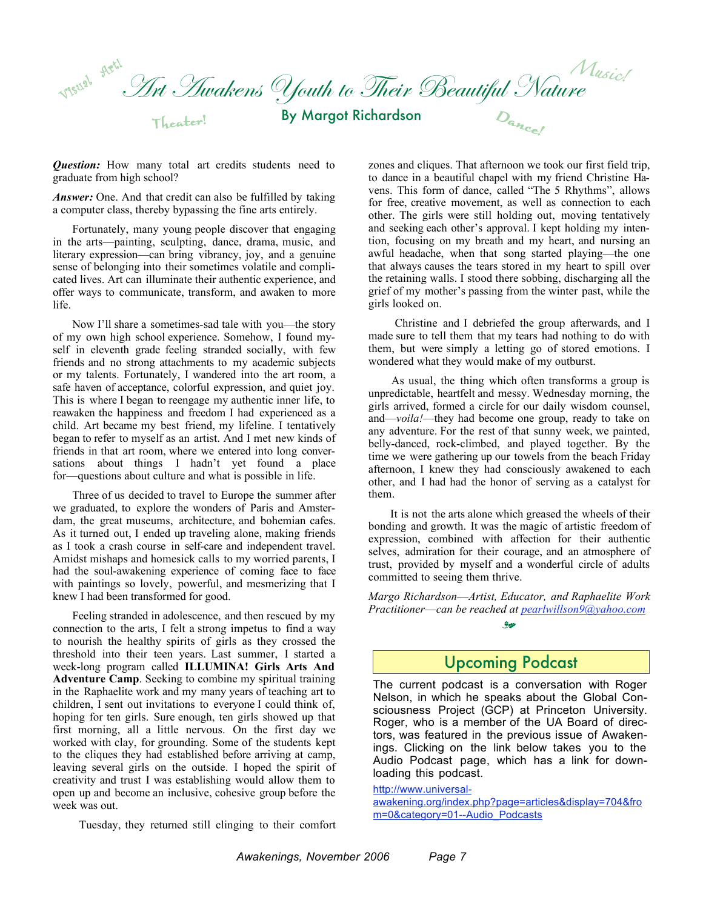# Art Awakens Youth to Their Beautiful Nature

Visual Art! Music! Theater! Dance!

**By Margot Richardson**

***Question:*** How many total art credits students need to graduate from high school?

***Answer:*** One. And that credit can also be fulfilled by taking a computer class, thereby bypassing the fine arts entirely.

Fortunately, many young people discover that engaging in the arts—painting, sculpting, dance, drama, music, and literary expression—can bring vibrancy, joy, and a genuine sense of belonging into their sometimes volatile and complicated lives. Art can illuminate their authentic experience, and offer ways to communicate, transform, and awaken to more life.

Now I'll share a sometimes-sad tale with you—the story of my own high school experience. Somehow, I found myself in eleventh grade feeling stranded socially, with few friends and no strong attachments to my academic subjects or my talents. Fortunately, I wandered into the art room, a safe haven of acceptance, colorful expression, and quiet joy. This is where I began to reengage my authentic inner life, to reawaken the happiness and freedom I had experienced as a child. Art became my best friend, my lifeline. I tentatively began to refer to myself as an artist. And I met new kinds of friends in that art room, where we entered into long conversations about things I hadn't yet found a place for—questions about culture and what is possible in life.

Three of us decided to travel to Europe the summer after we graduated, to explore the wonders of Paris and Amsterdam, the great museums, architecture, and bohemian cafes. As it turned out, I ended up traveling alone, making friends as I took a crash course in self-care and independent travel. Amidst mishaps and homesick calls to my worried parents, I had the soul-awakening experience of coming face to face with paintings so lovely, powerful, and mesmerizing that I knew I had been transformed for good.

Feeling stranded in adolescence, and then rescued by my connection to the arts, I felt a strong impetus to find a way to nourish the healthy spirits of girls as they crossed the threshold into their teen years. Last summer, I started a week-long program called **ILLUMINA! Girls Arts And Adventure Camp**. Seeking to combine my spiritual training in the Raphaelite work and my many years of teaching art to children, I sent out invitations to everyone I could think of, hoping for ten girls. Sure enough, ten girls showed up that first morning, all a little nervous. On the first day we worked with clay, for grounding. Some of the students kept to the cliques they had established before arriving at camp, leaving several girls on the outside. I hoped the spirit of creativity and trust I was establishing would allow them to open up and become an inclusive, cohesive group before the week was out.

Tuesday, they returned still clinging to their comfort zones and cliques. That afternoon we took our first field trip, to dance in a beautiful chapel with my friend Christine Havens. This form of dance, called "The 5 Rhythms", allows for free, creative movement, as well as connection to each other. The girls were still holding out, moving tentatively and seeking each other's approval. I kept holding my intention, focusing on my breath and my heart, and nursing an awful headache, when that song started playing—the one that always causes the tears stored in my heart to spill over the retaining walls. I stood there sobbing, discharging all the grief of my mother's passing from the winter past, while the girls looked on.

Christine and I debriefed the group afterwards, and I made sure to tell them that my tears had nothing to do with them, but were simply a letting go of stored emotions. I wondered what they would make of my outburst.

As usual, the thing which often transforms a group is unpredictable, heartfelt and messy. Wednesday morning, the girls arrived, formed a circle for our daily wisdom counsel, and—*voila!*—they had become one group, ready to take on any adventure. For the rest of that sunny week, we painted, belly-danced, rock-climbed, and played together. By the time we were gathering up our towels from the beach Friday afternoon, I knew they had consciously awakened to each other, and I had had the honor of serving as a catalyst for them.

It is not the arts alone which greased the wheels of their bonding and growth. It was the magic of artistic freedom of expression, combined with affection for their authentic selves, admiration for their courage, and an atmosphere of trust, provided by myself and a wonderful circle of adults committed to seeing them thrive.

*Margo Richardson—Artist, Educator, and Raphaelite Work Practitioner—can be reached at pearlwillson9@yahoo.com*

## Upcoming Podcast

The current podcast is a conversation with Roger Nelson, in which he speaks about the Global Consciousness Project (GCP) at Princeton University. Roger, who is a member of the UA Board of directors, was featured in the previous issue of Awakenings. Clicking on the link below takes you to the Audio Podcast page, which has a link for downloading this podcast.

http://www.universal-awakening.org/index.php?page=articles&display=704&from=0&category=01--Audio_Podcasts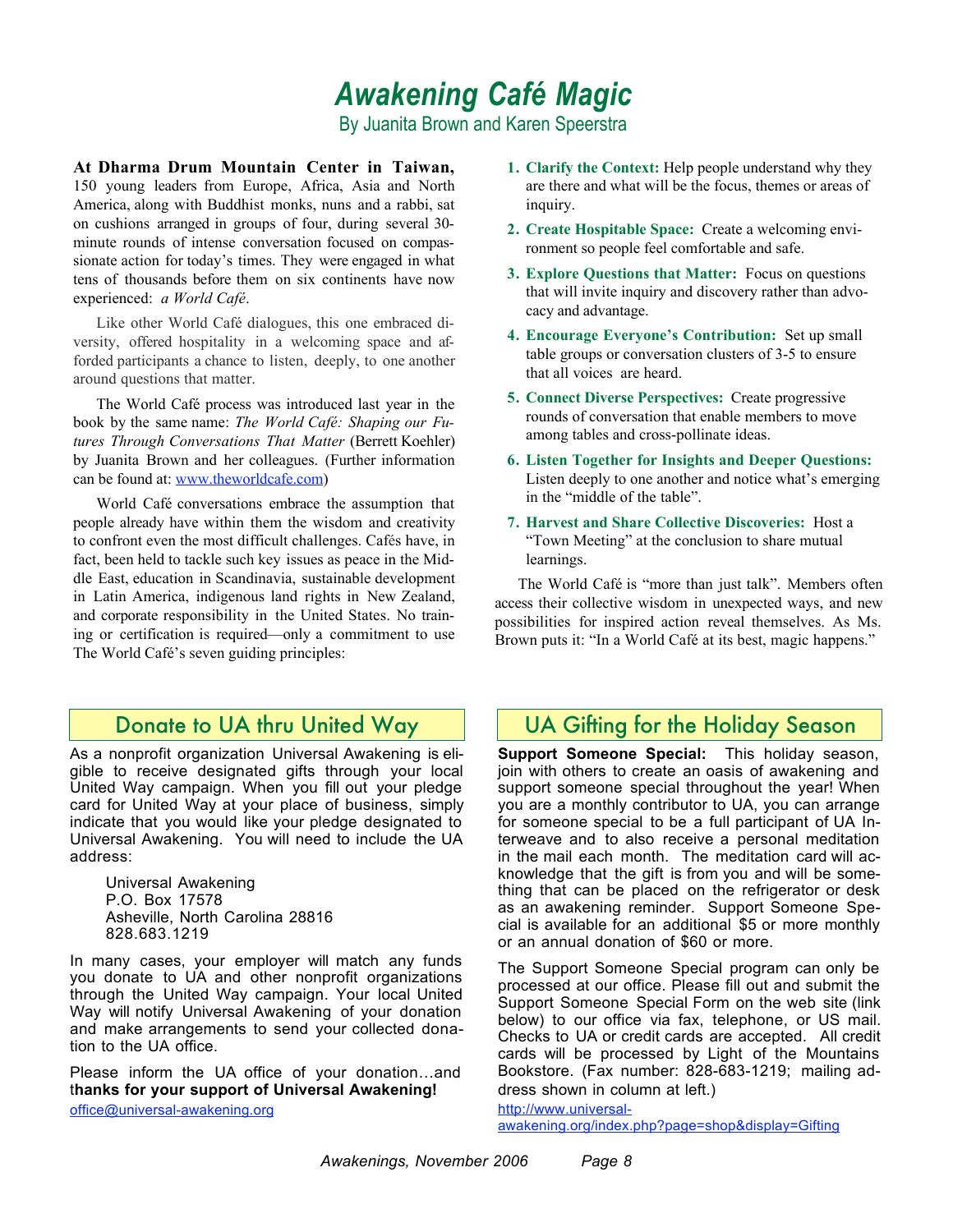# *Awakening Café Magic*

By Juanita Brown and Karen Speerstra

**At Dharma Drum Mountain Center in Taiwan,** 150 young leaders from Europe, Africa, Asia and North America, along with Buddhist monks, nuns and a rabbi, sat on cushions arranged in groups of four, during several 30-minute rounds of intense conversation focused on compassionate action for today's times. They were engaged in what tens of thousands before them on six continents have now experienced: *a World Café*.

Like other World Café dialogues, this one embraced diversity, offered hospitality in a welcoming space and afforded participants a chance to listen, deeply, to one another around questions that matter.

The World Café process was introduced last year in the book by the same name: *The World Café: Shaping our Futures Through Conversations That Matter* (Berrett Koehler) by Juanita Brown and her colleagues. (Further information can be found at: www.theworldcafe.com)

World Café conversations embrace the assumption that people already have within them the wisdom and creativity to confront even the most difficult challenges. Cafés have, in fact, been held to tackle such key issues as peace in the Middle East, education in Scandinavia, sustainable development in Latin America, indigenous land rights in New Zealand, and corporate responsibility in the United States. No training or certification is required—only a commitment to use The World Café's seven guiding principles:

1. **Clarify the Context:** Help people understand why they are there and what will be the focus, themes or areas of inquiry.
2. **Create Hospitable Space:** Create a welcoming environment so people feel comfortable and safe.
3. **Explore Questions that Matter:** Focus on questions that will invite inquiry and discovery rather than advocacy and advantage.
4. **Encourage Everyone's Contribution:** Set up small table groups or conversation clusters of 3-5 to ensure that all voices are heard.
5. **Connect Diverse Perspectives:** Create progressive rounds of conversation that enable members to move among tables and cross-pollinate ideas.
6. **Listen Together for Insights and Deeper Questions:** Listen deeply to one another and notice what's emerging in the "middle of the table".
7. **Harvest and Share Collective Discoveries:** Host a "Town Meeting" at the conclusion to share mutual learnings.

The World Café is "more than just talk". Members often access their collective wisdom in unexpected ways, and new possibilities for inspired action reveal themselves. As Ms. Brown puts it: "In a World Café at its best, magic happens."

## Donate to UA thru United Way

As a nonprofit organization Universal Awakening is eligible to receive designated gifts through your local United Way campaign. When you fill out your pledge card for United Way at your place of business, simply indicate that you would like your pledge designated to Universal Awakening. You will need to include the UA address:

Universal Awakening
P.O. Box 17578
Asheville, North Carolina 28816
828.683.1219

In many cases, your employer will match any funds you donate to UA and other nonprofit organizations through the United Way campaign. Your local United Way will notify Universal Awakening of your donation and make arrangements to send your collected donation to the UA office.

Please inform the UA office of your donation…and t**hanks for your support of Universal Awakening!**

office@universal-awakening.org

## UA Gifting for the Holiday Season

**Support Someone Special:** This holiday season, join with others to create an oasis of awakening and support someone special throughout the year! When you are a monthly contributor to UA, you can arrange for someone special to be a full participant of UA Interweave and to also receive a personal meditation in the mail each month. The meditation card will acknowledge that the gift is from you and will be something that can be placed on the refrigerator or desk as an awakening reminder. Support Someone Special is available for an additional $5 or more monthly or an annual donation of $60 or more.

The Support Someone Special program can only be processed at our office. Please fill out and submit the Support Someone Special Form on the web site (link below) to our office via fax, telephone, or US mail. Checks to UA or credit cards are accepted. All credit cards will be processed by Light of the Mountains Bookstore. (Fax number: 828-683-1219; mailing address shown in column at left.)

http://www.universal-awakening.org/index.php?page=shop&display=Gifting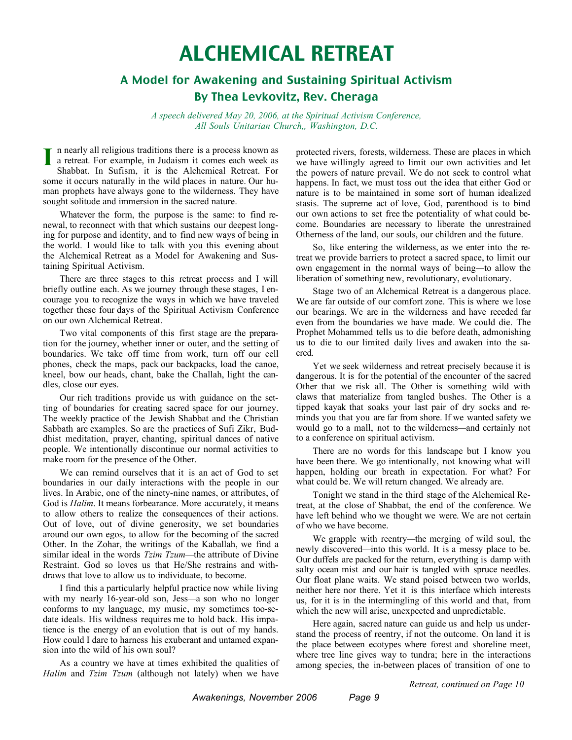# ALCHEMICAL RETREAT

## A Model for Awakening and Sustaining Spiritual Activism

### By Thea Levkovitz, Rev. Cheraga

*A speech delivered May 20, 2006, at the Spiritual Activism Conference, All Souls Unitarian Church,, Washington, D.C.*

In nearly all religious traditions there is a process known as a retreat. For example, in Judaism it comes each week as Shabbat. In Sufism, it is the Alchemical Retreat. For some it occurs naturally in the wild places in nature. Our human prophets have always gone to the wilderness. They have sought solitude and immersion in the sacred nature.

Whatever the form, the purpose is the same: to find renewal, to reconnect with that which sustains our deepest longing for purpose and identity, and to find new ways of being in the world. I would like to talk with you this evening about the Alchemical Retreat as a Model for Awakening and Sustaining Spiritual Activism.

There are three stages to this retreat process and I will briefly outline each. As we journey through these stages, I encourage you to recognize the ways in which we have traveled together these four days of the Spiritual Activism Conference on our own Alchemical Retreat.

Two vital components of this first stage are the preparation for the journey, whether inner or outer, and the setting of boundaries. We take off time from work, turn off our cell phones, check the maps, pack our backpacks, load the canoe, kneel, bow our heads, chant, bake the Challah, light the candles, close our eyes.

Our rich traditions provide us with guidance on the setting of boundaries for creating sacred space for our journey. The weekly practice of the Jewish Shabbat and the Christian Sabbath are examples. So are the practices of Sufi Zikr, Buddhist meditation, prayer, chanting, spiritual dances of native people. We intentionally discontinue our normal activities to make room for the presence of the Other.

We can remind ourselves that it is an act of God to set boundaries in our daily interactions with the people in our lives. In Arabic, one of the ninety-nine names, or attributes, of God is *Halim*. It means forbearance. More accurately, it means to allow others to realize the consequences of their actions. Out of love, out of divine generosity, we set boundaries around our own egos, to allow for the becoming of the sacred Other. In the Zohar, the writings of the Kaballah, we find a similar ideal in the words *Tzim Tzum*—the attribute of Divine Restraint. God so loves us that He/She restrains and withdraws that love to allow us to individuate, to become.

I find this a particularly helpful practice now while living with my nearly 16-year-old son, Jess—a son who no longer conforms to my language, my music, my sometimes too-sedate ideals. His wildness requires me to hold back. His impatience is the energy of an evolution that is out of my hands. How could I dare to harness his exuberant and untamed expansion into the wild of his own soul?

As a country we have at times exhibited the qualities of *Halim* and *Tzim Tzum* (although not lately) when we have protected rivers, forests, wilderness. These are places in which we have willingly agreed to limit our own activities and let the powers of nature prevail. We do not seek to control what happens. In fact, we must toss out the idea that either God or nature is to be maintained in some sort of human idealized stasis. The supreme act of love, God, parenthood is to bind our own actions to set free the potentiality of what could become. Boundaries are necessary to liberate the unrestrained Otherness of the land, our souls, our children and the future.

So, like entering the wilderness, as we enter into the retreat we provide barriers to protect a sacred space, to limit our own engagement in the normal ways of being—to allow the liberation of something new, revolutionary, evolutionary.

Stage two of an Alchemical Retreat is a dangerous place. We are far outside of our comfort zone. This is where we lose our bearings. We are in the wilderness and have receded far even from the boundaries we have made. We could die. The Prophet Mohammed tells us to die before death, admonishing us to die to our limited daily lives and awaken into the sacred.

Yet we seek wilderness and retreat precisely because it is dangerous. It is for the potential of the encounter of the sacred Other that we risk all. The Other is something wild with claws that materialize from tangled bushes. The Other is a tipped kayak that soaks your last pair of dry socks and reminds you that you are far from shore. If we wanted safety we would go to a mall, not to the wilderness—and certainly not to a conference on spiritual activism.

There are no words for this landscape but I know you have been there. We go intentionally, not knowing what will happen, holding our breath in expectation. For what? For what could be. We will return changed. We already are.

Tonight we stand in the third stage of the Alchemical Retreat, at the close of Shabbat, the end of the conference. We have left behind who we thought we were. We are not certain of who we have become.

We grapple with reentry—the merging of wild soul, the newly discovered—into this world. It is a messy place to be. Our duffels are packed for the return, everything is damp with salty ocean mist and our hair is tangled with spruce needles. Our float plane waits. We stand poised between two worlds, neither here nor there. Yet it is this interface which interests us, for it is in the intermingling of this world and that, from which the new will arise, unexpected and unpredictable.

Here again, sacred nature can guide us and help us understand the process of reentry, if not the outcome. On land it is the place between ecotypes where forest and shoreline meet, where tree line gives way to tundra; here in the interactions among species, the in-between places of transition of one to

*Retreat, continued on Page 10*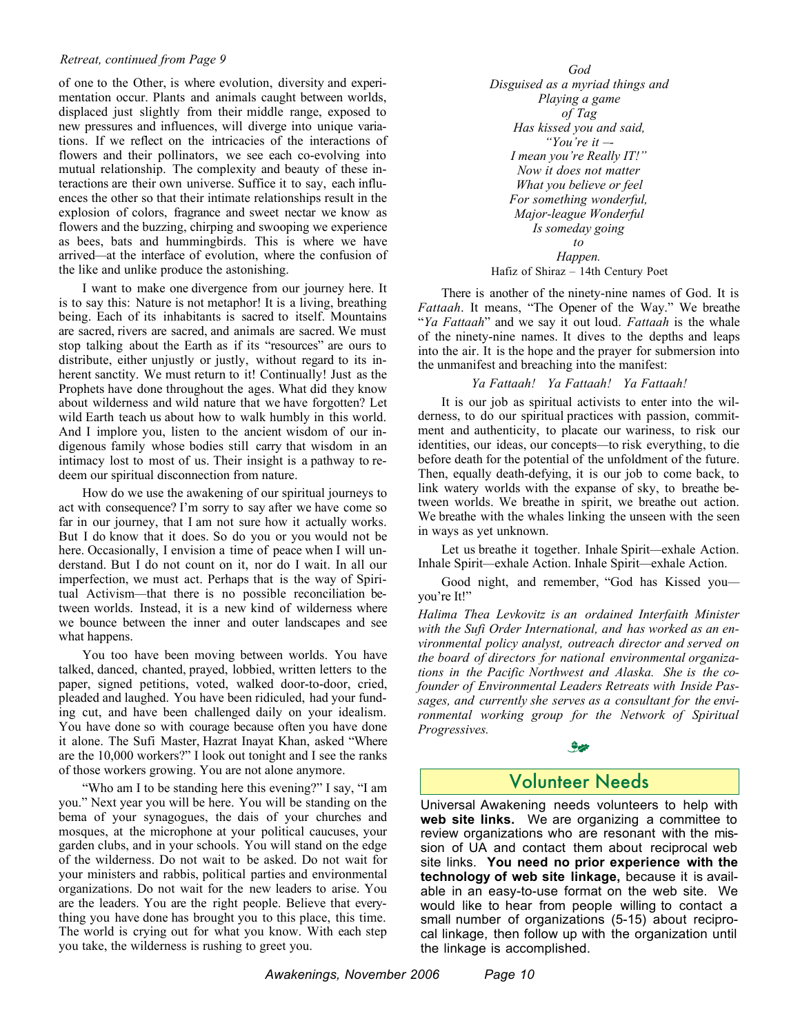*Retreat, continued from Page 9*

of one to the Other, is where evolution, diversity and experimentation occur. Plants and animals caught between worlds, displaced just slightly from their middle range, exposed to new pressures and influences, will diverge into unique variations. If we reflect on the intricacies of the interactions of flowers and their pollinators, we see each co-evolving into mutual relationship. The complexity and beauty of these interactions are their own universe. Suffice it to say, each influences the other so that their intimate relationships result in the explosion of colors, fragrance and sweet nectar we know as flowers and the buzzing, chirping and swooping we experience as bees, bats and hummingbirds. This is where we have arrived—at the interface of evolution, where the confusion of the like and unlike produce the astonishing.

I want to make one divergence from our journey here. It is to say this: Nature is not metaphor! It is a living, breathing being. Each of its inhabitants is sacred to itself. Mountains are sacred, rivers are sacred, and animals are sacred. We must stop talking about the Earth as if its "resources" are ours to distribute, either unjustly or justly, without regard to its inherent sanctity. We must return to it! Continually! Just as the Prophets have done throughout the ages. What did they know about wilderness and wild nature that we have forgotten? Let wild Earth teach us about how to walk humbly in this world. And I implore you, listen to the ancient wisdom of our indigenous family whose bodies still carry that wisdom in an intimacy lost to most of us. Their insight is a pathway to redeem our spiritual disconnection from nature.

How do we use the awakening of our spiritual journeys to act with consequence? I'm sorry to say after we have come so far in our journey, that I am not sure how it actually works. But I do know that it does. So do you or you would not be here. Occasionally, I envision a time of peace when I will understand. But I do not count on it, nor do I wait. In all our imperfection, we must act. Perhaps that is the way of Spiritual Activism—that there is no possible reconciliation between worlds. Instead, it is a new kind of wilderness where we bounce between the inner and outer landscapes and see what happens.

You too have been moving between worlds. You have talked, danced, chanted, prayed, lobbied, written letters to the paper, signed petitions, voted, walked door-to-door, cried, pleaded and laughed. You have been ridiculed, had your funding cut, and have been challenged daily on your idealism. You have done so with courage because often you have done it alone. The Sufi Master, Hazrat Inayat Khan, asked "Where are the 10,000 workers?" I look out tonight and I see the ranks of those workers growing. You are not alone anymore.

"Who am I to be standing here this evening?" I say, "I am you." Next year you will be here. You will be standing on the bema of your synagogues, the dais of your churches and mosques, at the microphone at your political caucuses, your garden clubs, and in your schools. You will stand on the edge of the wilderness. Do not wait to be asked. Do not wait for your ministers and rabbis, political parties and environmental organizations. Do not wait for the new leaders to arise. You are the leaders. You are the right people. Believe that everything you have done has brought you to this place, this time. The world is crying out for what you know. With each step you take, the wilderness is rushing to greet you.

*God*
*Disguised as a myriad things and*
*Playing a game*
*of Tag*
*Has kissed you and said,*
*"You're it —*
*I mean you're Really IT!"*
*Now it does not matter*
*What you believe or feel*
*For something wonderful,*
*Major-league Wonderful*
*Is someday going*
*to*
*Happen.*
Hafiz of Shiraz – 14th Century Poet

There is another of the ninety-nine names of God. It is *Fattaah*. It means, "The Opener of the Way." We breathe "*Ya Fattaah*" and we say it out loud. *Fattaah* is the whale of the ninety-nine names. It dives to the depths and leaps into the air. It is the hope and the prayer for submersion into the unmanifest and breaching into the manifest:

*Ya Fattaah! Ya Fattaah! Ya Fattaah!*

It is our job as spiritual activists to enter into the wilderness, to do our spiritual practices with passion, commitment and authenticity, to placate our wariness, to risk our identities, our ideas, our concepts—to risk everything, to die before death for the potential of the unfoldment of the future. Then, equally death-defying, it is our job to come back, to link watery worlds with the expanse of sky, to breathe between worlds. We breathe in spirit, we breathe out action. We breathe with the whales linking the unseen with the seen in ways as yet unknown.

Let us breathe it together. Inhale Spirit—exhale Action. Inhale Spirit—exhale Action. Inhale Spirit—exhale Action.

Good night, and remember, "God has Kissed you—you're It!"

*Halima Thea Levkovitz is an ordained Interfaith Minister with the Sufi Order International, and has worked as an environmental policy analyst, outreach director and served on the board of directors for national environmental organizations in the Pacific Northwest and Alaska. She is the co-founder of Environmental Leaders Retreats with Inside Passages, and currently she serves as a consultant for the environmental working group for the Network of Spiritual Progressives.*

## Volunteer Needs

Universal Awakening needs volunteers to help with **web site links.** We are organizing a committee to review organizations who are resonant with the mission of UA and contact them about reciprocal web site links. **You need no prior experience with the technology of web site linkage,** because it is available in an easy-to-use format on the web site. We would like to hear from people willing to contact a small number of organizations (5-15) about reciprocal linkage, then follow up with the organization until the linkage is accomplished.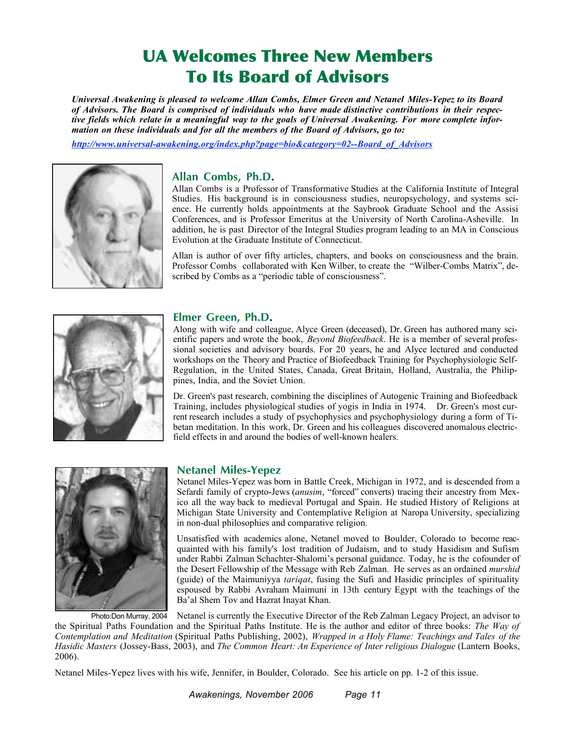# UA Welcomes Three New Members To Its Board of Advisors

***Universal Awakening is pleased to welcome Allan Combs, Elmer Green and Netanel Miles-Yepez to its Board of Advisors. The Board is comprised of individuals who have made distinctive contributions in their respective fields which relate in a meaningful way to the goals of Universal Awakening. For more complete information on these individuals and for all the members of the Board of Advisors, go to:***

[http://www.universal-awakening.org/index.php?page=bio&category=02--Board_of_Advisors](http://www.universal-awakening.org/index.php?page=bio&category=02--Board_of_Advisors)

## Allan Combs, Ph.D.

Allan Combs is a Professor of Transformative Studies at the California Institute of Integral Studies. His background is in consciousness studies, neuropsychology, and systems science. He currently holds appointments at the Saybrook Graduate School and the Assisi Conferences, and is Professor Emeritus at the University of North Carolina-Asheville. In addition, he is past Director of the Integral Studies program leading to an MA in Conscious Evolution at the Graduate Institute of Connecticut.

Allan is author of over fifty articles, chapters, and books on consciousness and the brain. Professor Combs collaborated with Ken Wilber, to create the "Wilber-Combs Matrix", described by Combs as a "periodic table of consciousness".

## Elmer Green, Ph.D.

Along with wife and colleague, Alyce Green (deceased), Dr. Green has authored many scientific papers and wrote the book, *Beyond Biofeedback*. He is a member of several professional societies and advisory boards. For 20 years, he and Alyce lectured and conducted workshops on the Theory and Practice of Biofeedback Training for Psychophysiologic Self-Regulation, in the United States, Canada, Great Britain, Holland, Australia, the Philippines, India, and the Soviet Union.

Dr. Green's past research, combining the disciplines of Autogenic Training and Biofeedback Training, includes physiological studies of yogis in India in 1974. Dr. Green's most current research includes a study of psychophysics and psychophysiology during a form of Tibetan meditation. In this work, Dr. Green and his colleagues discovered anomalous electric-field effects in and around the bodies of well-known healers.

## Netanel Miles-Yepez

Netanel Miles-Yepez was born in Battle Creek, Michigan in 1972, and is descended from a Sefardi family of crypto-Jews (*anusim*, "forced" converts) tracing their ancestry from Mexico all the way back to medieval Portugal and Spain. He studied History of Religions at Michigan State University and Contemplative Religion at Naropa University, specializing in non-dual philosophies and comparative religion.

Unsatisfied with academics alone, Netanel moved to Boulder, Colorado to become reacquainted with his family's lost tradition of Judaism, and to study Hasidism and Sufism under Rabbi Zalman Schachter-Shalomi's personal guidance. Today, he is the cofounder of the Desert Fellowship of the Message with Reb Zalman. He serves as an ordained *murshid* (guide) of the Maimuniyya *tariqat*, fusing the Sufi and Hasidic principles of spirituality espoused by Rabbi Avraham Maimuni in 13th century Egypt with the teachings of the Ba'al Shem Tov and Hazrat Inayat Khan.

Photo:Don Murray, 2004

Netanel is currently the Executive Director of the Reb Zalman Legacy Project, an advisor to the Spiritual Paths Foundation and the Spiritual Paths Institute. He is the author and editor of three books: *The Way of Contemplation and Meditation* (Spiritual Paths Publishing, 2002), *Wrapped in a Holy Flame: Teachings and Tales of the Hasidic Masters* (Jossey-Bass, 2003), and *The Common Heart: An Experience of Inter religious Dialogue* (Lantern Books, 2006).

Netanel Miles-Yepez lives with his wife, Jennifer, in Boulder, Colorado. See his article on pp. 1-2 of this issue.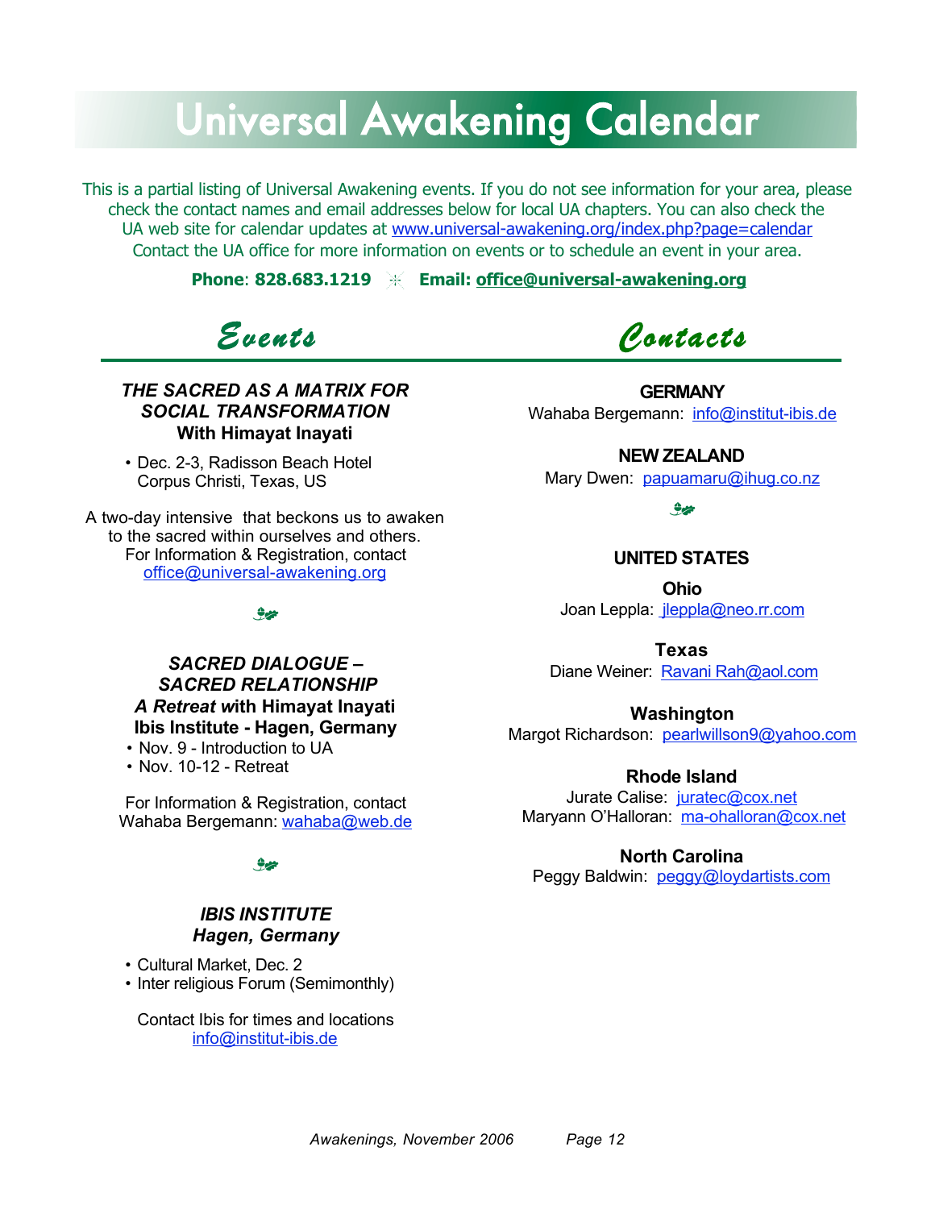# Universal Awakening Calendar

This is a partial listing of Universal Awakening events. If you do not see information for your area, please check the contact names and email addresses below for local UA chapters. You can also check the UA web site for calendar updates at www.universal-awakening.org/index.php?page=calendar
Contact the UA office for more information on events or to schedule an event in your area.

**Phone: 828.683.1219** **Email: office@universal-awakening.org**

## Events

***THE SACRED AS A MATRIX FOR SOCIAL TRANSFORMATION***
**With Himayat Inayati**

- Dec. 2-3, Radisson Beach Hotel Corpus Christi, Texas, US

A two-day intensive that beckons us to awaken to the sacred within ourselves and others.
For Information & Registration, contact office@universal-awakening.org

***SACRED DIALOGUE – SACRED RELATIONSHIP***
***A Retreat* with Himayat Inayati**
**Ibis Institute - Hagen, Germany**

- Nov. 9 - Introduction to UA
- Nov. 10-12 - Retreat

For Information & Registration, contact Wahaba Bergemann: wahaba@web.de

***IBIS INSTITUTE***
***Hagen, Germany***

- Cultural Market, Dec. 2
- Inter religious Forum (Semimonthly)

Contact Ibis for times and locations
info@institut-ibis.de

## Contacts

**GERMANY**
Wahaba Bergemann: info@institut-ibis.de

**NEW ZEALAND**
Mary Dwen: papuamaru@ihug.co.nz

**UNITED STATES**

**Ohio**
Joan Leppla: jleppla@neo.rr.com

**Texas**
Diane Weiner: Ravani Rah@aol.com

**Washington**
Margot Richardson: pearlwillson9@yahoo.com

**Rhode Island**
Jurate Calise: juratec@cox.net
Maryann O'Halloran: ma-ohalloran@cox.net

**North Carolina**
Peggy Baldwin: peggy@loydartists.com